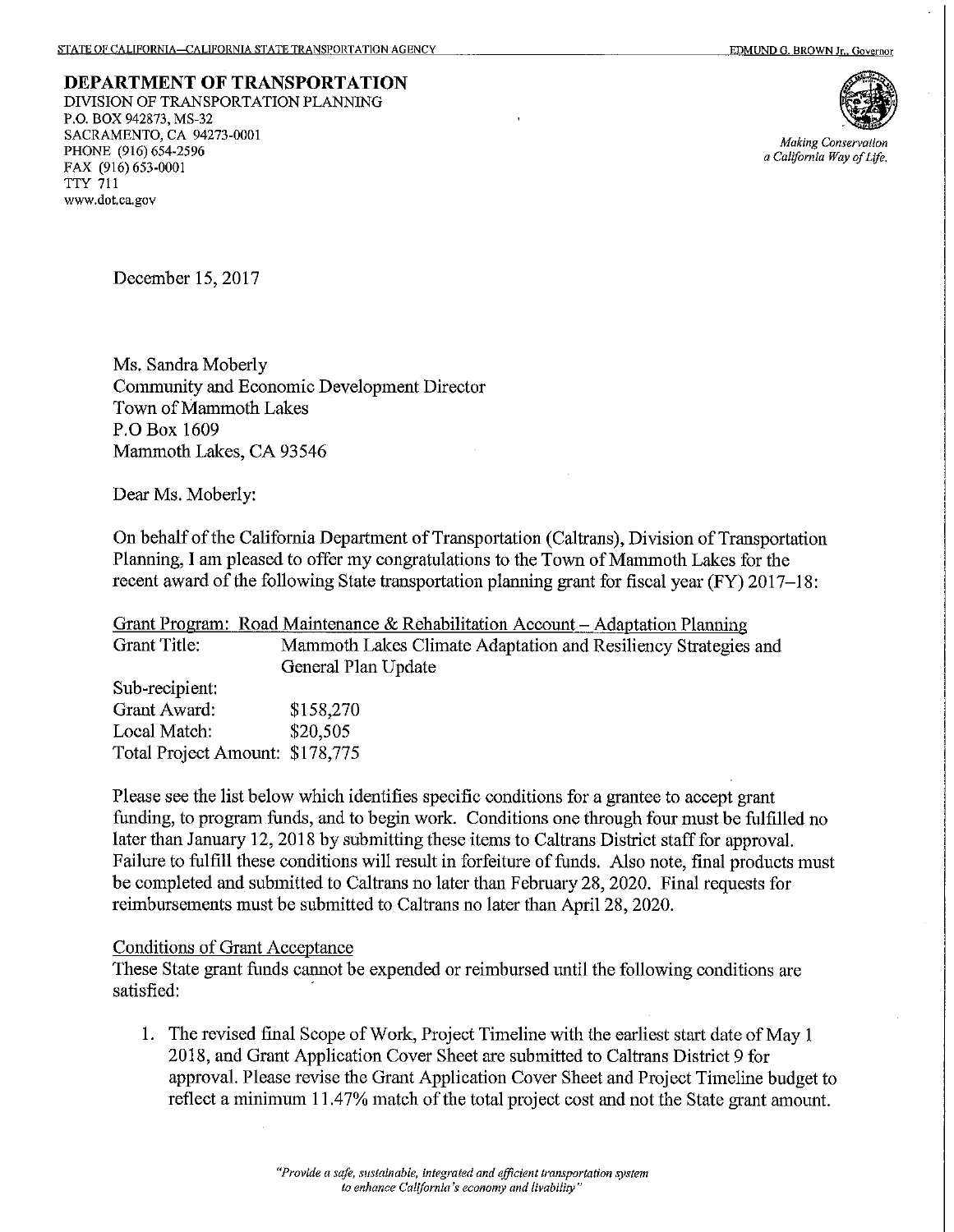STATE OF CALIFORNIA—CALIFORNIA STATE TRANSPORTATION AGENCY EDMUND G. BROWN Jr., Governor

**DEPARTMENT OF TRANSPORTATION**
DIVISION OF TRANSPORTATION PLANNING
P.O. BOX 942873, MS-32
SACRAMENTO, CA 94273-0001
PHONE (916) 654-2596
FAX (916) 653-0001
TTY 711
www.dot.ca.gov

*Making Conservation a California Way of Life.*

December 15, 2017

Ms. Sandra Moberly
Community and Economic Development Director
Town of Mammoth Lakes
P.O Box 1609
Mammoth Lakes, CA 93546

Dear Ms. Moberly:

On behalf of the California Department of Transportation (Caltrans), Division of Transportation Planning, I am pleased to offer my congratulations to the Town of Mammoth Lakes for the recent award of the following State transportation planning grant for fiscal year (FY) 2017–18:

Grant Program: Road Maintenance & Rehabilitation Account – Adaptation Planning
Grant Title: Mammoth Lakes Climate Adaptation and Resiliency Strategies and General Plan Update
Sub-recipient:
Grant Award: $158,270
Local Match: $20,505
Total Project Amount: $178,775

Please see the list below which identifies specific conditions for a grantee to accept grant funding, to program funds, and to begin work. Conditions one through four must be fulfilled no later than January 12, 2018 by submitting these items to Caltrans District staff for approval. Failure to fulfill these conditions will result in forfeiture of funds. Also note, final products must be completed and submitted to Caltrans no later than February 28, 2020. Final requests for reimbursements must be submitted to Caltrans no later than April 28, 2020.

Conditions of Grant Acceptance

These State grant funds cannot be expended or reimbursed until the following conditions are satisfied:

1. The revised final Scope of Work, Project Timeline with the earliest start date of May 1 2018, and Grant Application Cover Sheet are submitted to Caltrans District 9 for approval. Please revise the Grant Application Cover Sheet and Project Timeline budget to reflect a minimum 11.47% match of the total project cost and not the State grant amount.

*"Provide a safe, sustainable, integrated and efficient transportation system to enhance California's economy and livability"*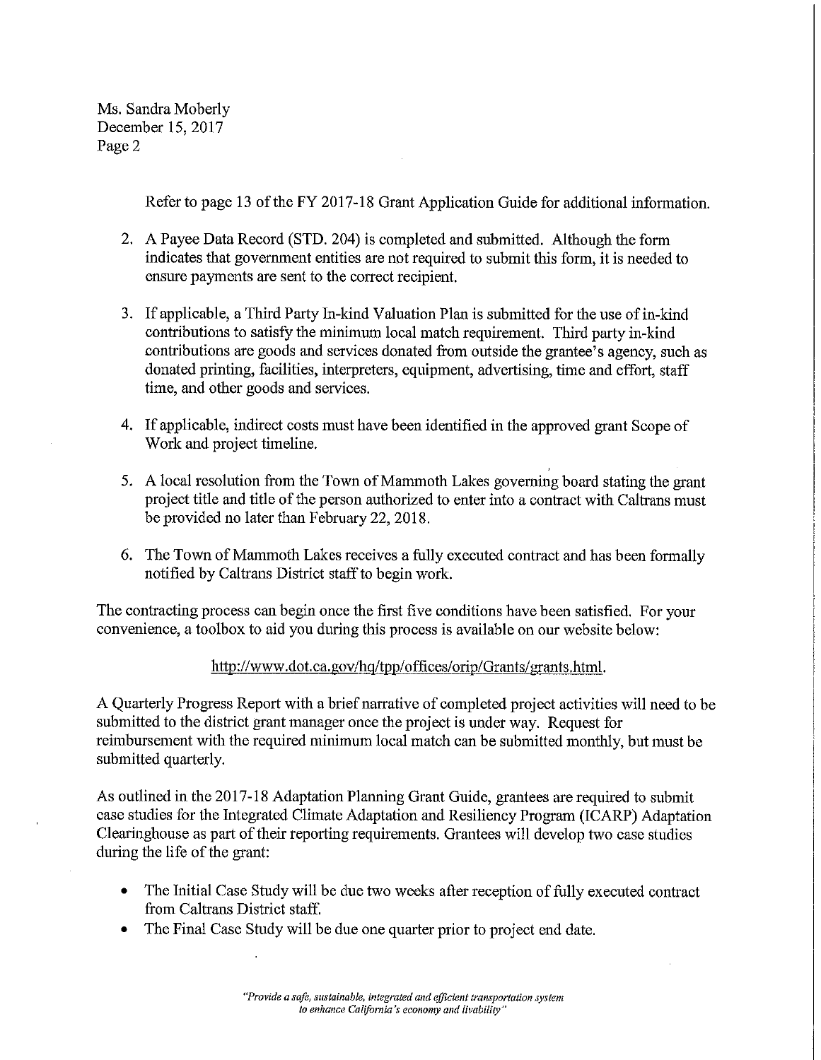Refer to page 13 of the FY 2017-18 Grant Application Guide for additional information.

2. A Payee Data Record (STD. 204) is completed and submitted. Although the form indicates that government entities are not required to submit this form, it is needed to ensure payments are sent to the correct recipient.

3. If applicable, a Third Party In-kind Valuation Plan is submitted for the use of in-kind contributions to satisfy the minimum local match requirement. Third party in-kind contributions are goods and services donated from outside the grantee's agency, such as donated printing, facilities, interpreters, equipment, advertising, time and effort, staff time, and other goods and services.

4. If applicable, indirect costs must have been identified in the approved grant Scope of Work and project timeline.

5. A local resolution from the Town of Mammoth Lakes governing board stating the grant project title and title of the person authorized to enter into a contract with Caltrans must be provided no later than February 22, 2018.

6. The Town of Mammoth Lakes receives a fully executed contract and has been formally notified by Caltrans District staff to begin work.

The contracting process can begin once the first five conditions have been satisfied. For your convenience, a toolbox to aid you during this process is available on our website below:

http://www.dot.ca.gov/hq/tpp/offices/orip/Grants/grants.html.

A Quarterly Progress Report with a brief narrative of completed project activities will need to be submitted to the district grant manager once the project is under way. Request for reimbursement with the required minimum local match can be submitted monthly, but must be submitted quarterly.

As outlined in the 2017-18 Adaptation Planning Grant Guide, grantees are required to submit case studies for the Integrated Climate Adaptation and Resiliency Program (ICARP) Adaptation Clearinghouse as part of their reporting requirements. Grantees will develop two case studies during the life of the grant:

- The Initial Case Study will be due two weeks after reception of fully executed contract from Caltrans District staff.
- The Final Case Study will be due one quarter prior to project end date.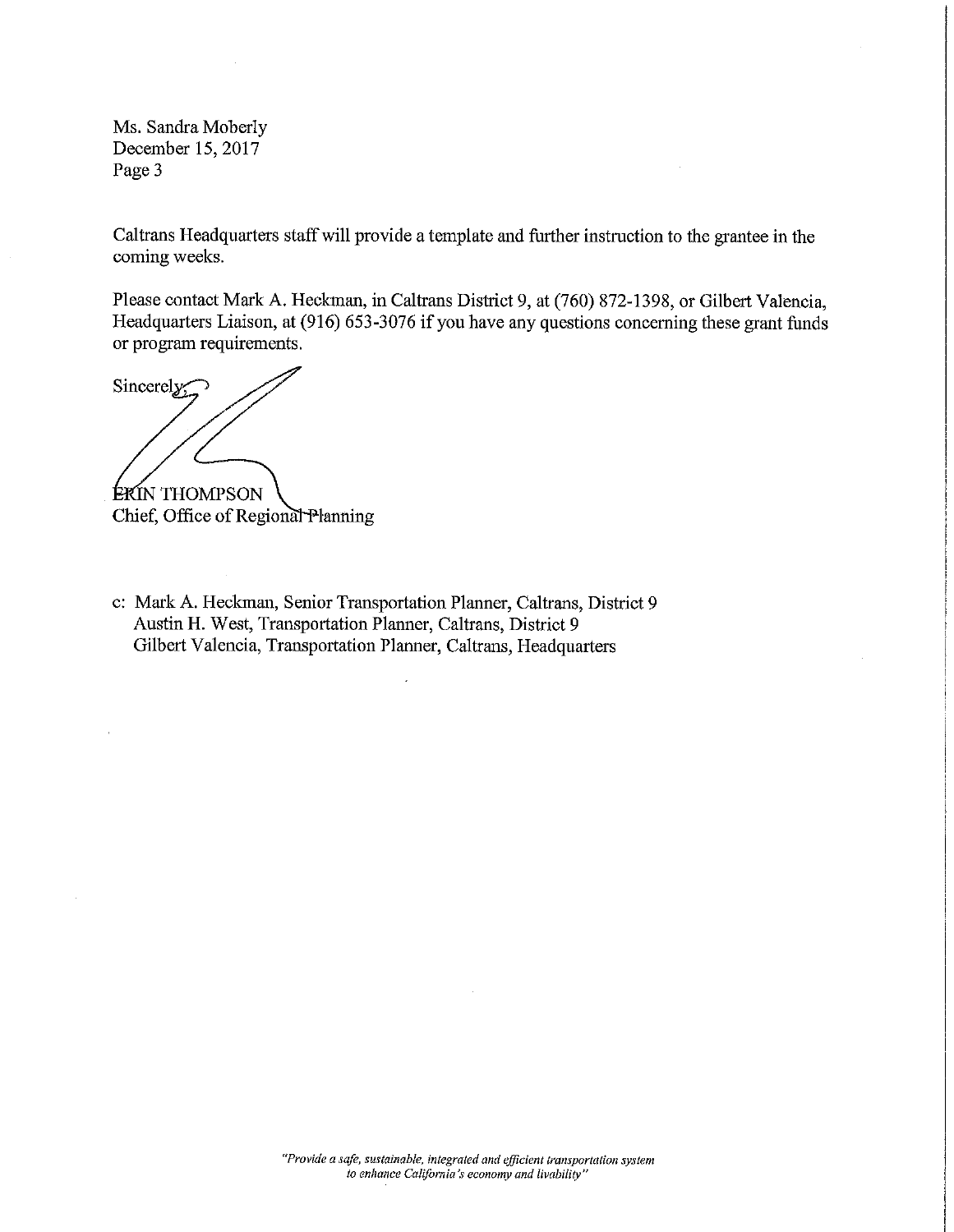Ms. Sandra Moberly
December 15, 2017
Page 3

Caltrans Headquarters staff will provide a template and further instruction to the grantee in the coming weeks.

Please contact Mark A. Heckman, in Caltrans District 9, at (760) 872-1398, or Gilbert Valencia, Headquarters Liaison, at (916) 653-3076 if you have any questions concerning these grant funds or program requirements.

Sincerely,

ERIN THOMPSON
Chief, Office of Regional Planning

c: Mark A. Heckman, Senior Transportation Planner, Caltrans, District 9
Austin H. West, Transportation Planner, Caltrans, District 9
Gilbert Valencia, Transportation Planner, Caltrans, Headquarters

*"Provide a safe, sustainable, integrated and efficient transportation system to enhance California's economy and livability"*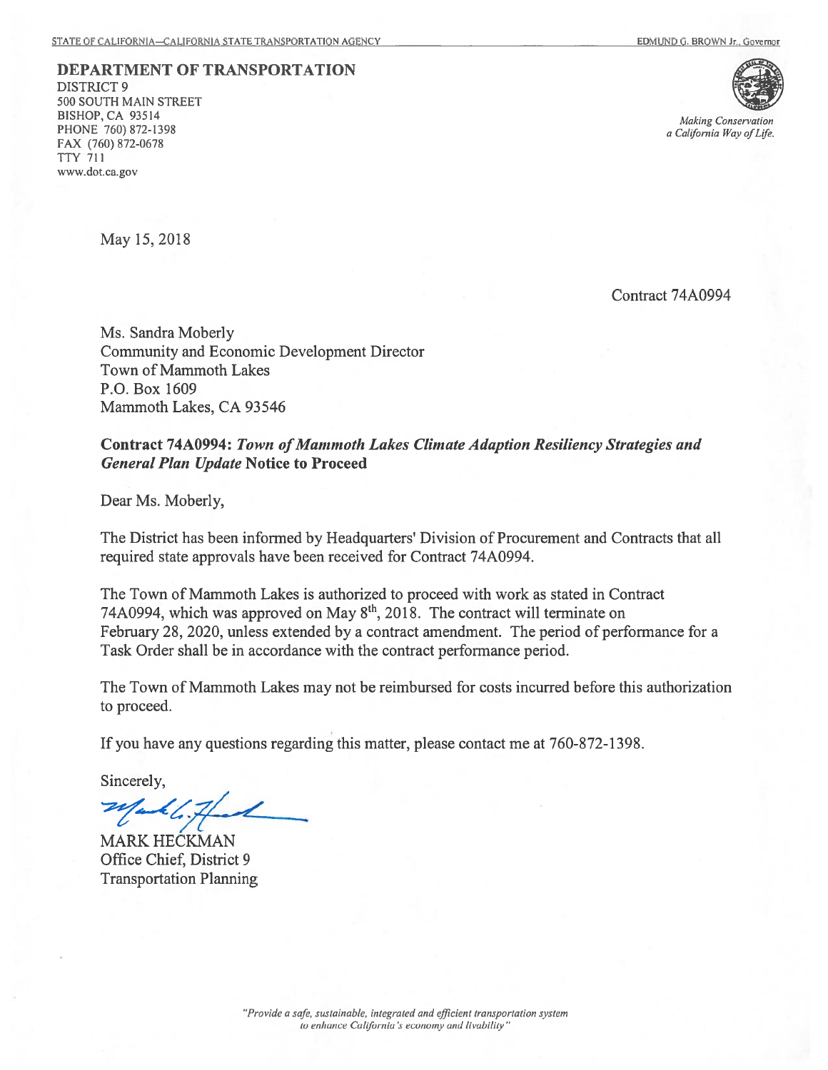STATE OF CALIFORNIA—CALIFORNIA STATE TRANSPORTATION AGENCY EDMUND G. BROWN Jr., Governor

**DEPARTMENT OF TRANSPORTATION**
DISTRICT 9
500 SOUTH MAIN STREET
BISHOP, CA 93514
PHONE 760) 872-1398
FAX (760) 872-0678
TTY 711
www.dot.ca.gov

*Making Conservation*
*a California Way of Life.*

May 15, 2018

Contract 74A0994

Ms. Sandra Moberly
Community and Economic Development Director
Town of Mammoth Lakes
P.O. Box 1609
Mammoth Lakes, CA 93546

**Contract 74A0994:** ***Town of Mammoth Lakes Climate Adaption Resiliency Strategies and General Plan Update*** **Notice to Proceed**

Dear Ms. Moberly,

The District has been informed by Headquarters' Division of Procurement and Contracts that all required state approvals have been received for Contract 74A0994.

The Town of Mammoth Lakes is authorized to proceed with work as stated in Contract 74A0994, which was approved on May 8th, 2018. The contract will terminate on February 28, 2020, unless extended by a contract amendment. The period of performance for a Task Order shall be in accordance with the contract performance period.

The Town of Mammoth Lakes may not be reimbursed for costs incurred before this authorization to proceed.

If you have any questions regarding this matter, please contact me at 760-872-1398.

Sincerely,

MARK HECKMAN
Office Chief, District 9
Transportation Planning

*"Provide a safe, sustainable, integrated and efficient transportation system to enhance California's economy and livability"*